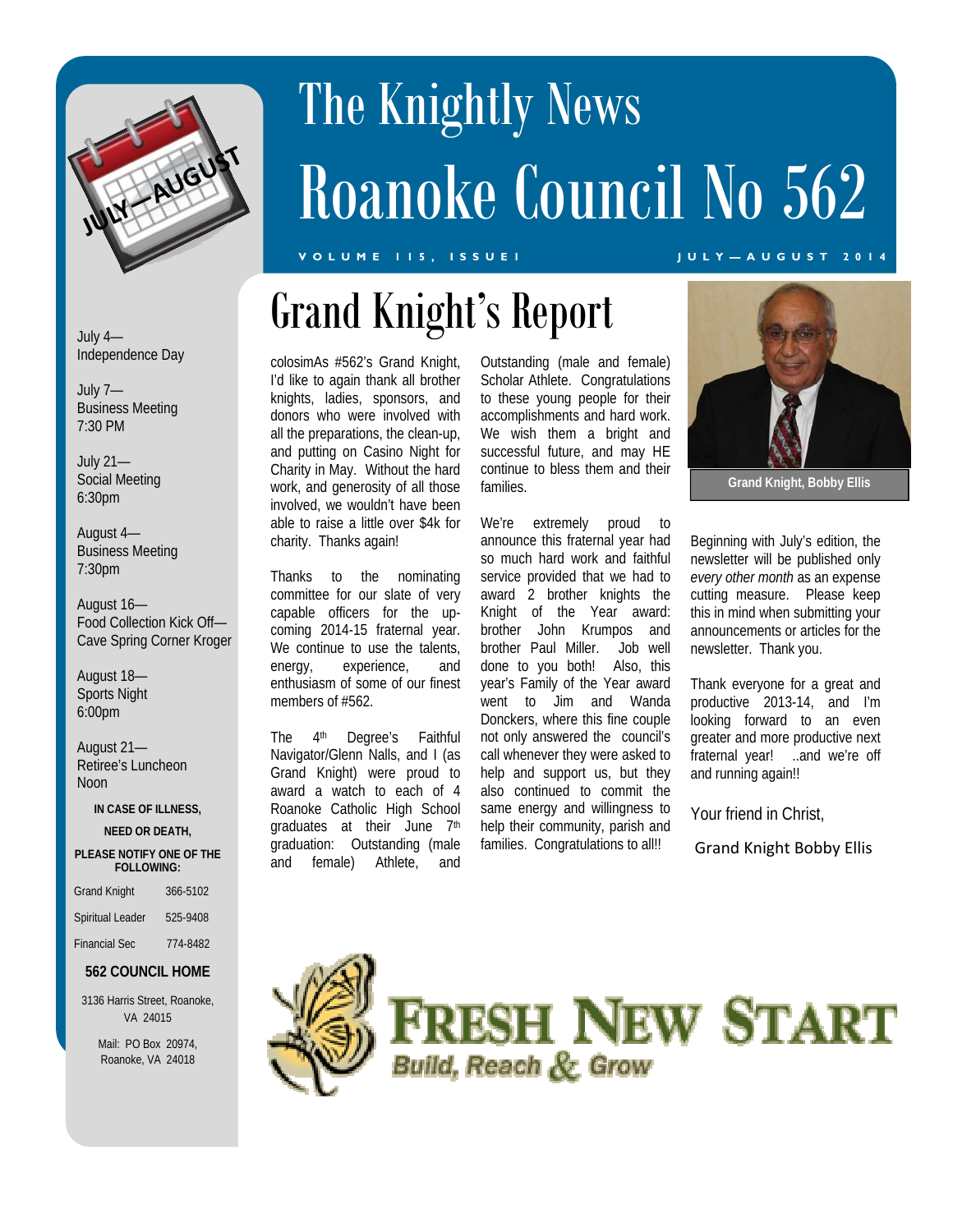# The Knightly News
# Roanoke Council No 562

VOLUME 115, ISSUE I — JULY—AUGUST 2014

JULY—AUGUST

July 4—
Independence Day

July 7—
Business Meeting
7:30 PM

July 21—
Social Meeting
6:30pm

August 4—
Business Meeting
7:30pm

August 16—
Food Collection Kick Off—
Cave Spring Corner Kroger

August 18—
Sports Night
6:00pm

August 21—
Retiree's Luncheon
Noon

**IN CASE OF ILLNESS, NEED OR DEATH, PLEASE NOTIFY ONE OF THE FOLLOWING:**

| | |
|---|---|
| Grand Knight | 366-5102 |
| Spiritual Leader | 525-9408 |
| Financial Sec | 774-8482 |

**562 COUNCIL HOME**

3136 Harris Street, Roanoke, VA 24015

Mail: PO Box 20974, Roanoke, VA 24018

## Grand Knight's Report

colosimAs #562's Grand Knight, I'd like to again thank all brother knights, ladies, sponsors, and donors who were involved with all the preparations, the clean-up, and putting on Casino Night for Charity in May. Without the hard work, and generosity of all those involved, we wouldn't have been able to raise a little over $4k for charity. Thanks again!

Thanks to the nominating committee for our slate of very capable officers for the up-coming 2014-15 fraternal year. We continue to use the talents, energy, experience, and enthusiasm of some of our finest members of #562.

The 4th Degree's Faithful Navigator/Glenn Nalls, and I (as Grand Knight) were proud to award a watch to each of 4 Roanoke Catholic High School graduates at their June 7th graduation: Outstanding (male and female) Athlete, and Outstanding (male and female) Scholar Athlete. Congratulations to these young people for their accomplishments and hard work. We wish them a bright and successful future, and may HE continue to bless them and their families.

We're extremely proud to announce this fraternal year had so much hard work and faithful service provided that we had to award 2 brother knights the Knight of the Year award: brother John Krumpos and brother Paul Miller. Job well done to you both! Also, this year's Family of the Year award went to Jim and Wanda Donckers, where this fine couple not only answered the council's call whenever they were asked to help and support us, but they also continued to commit the same energy and willingness to help their community, parish and families. Congratulations to all!!

Grand Knight, Bobby Ellis

Beginning with July's edition, the newsletter will be published only *every other month* as an expense cutting measure. Please keep this in mind when submitting your announcements or articles for the newsletter. Thank you.

Thank everyone for a great and productive 2013-14, and I'm looking forward to an even greater and more productive next fraternal year! ..and we're off and running again!!

Your friend in Christ,

Grand Knight Bobby Ellis

**FRESH NEW START**
*Build, Reach & Grow*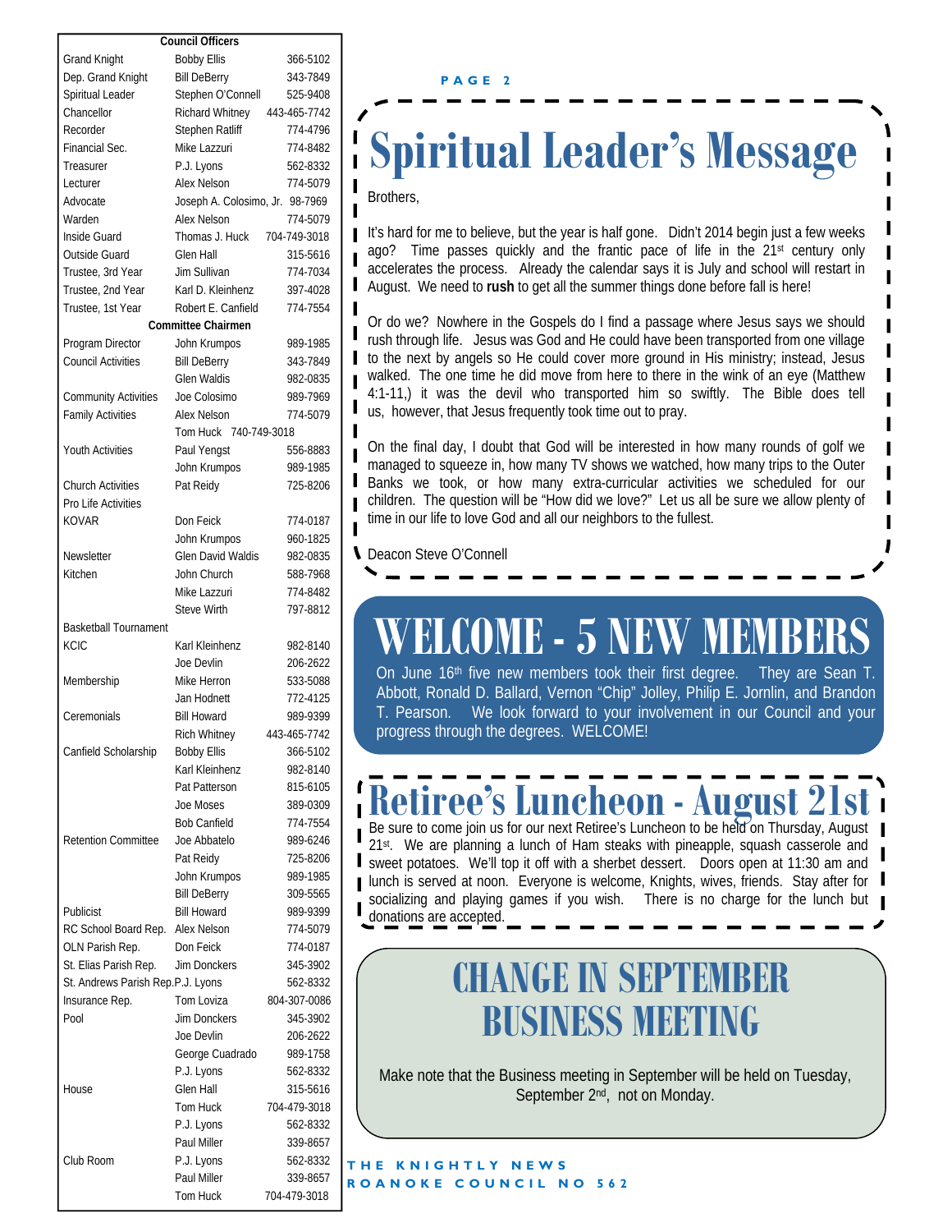## Council Officers

| Office | Name | Phone |
|---|---|---|
| Grand Knight | Bobby Ellis | 366-5102 |
| Dep. Grand Knight | Bill DeBerry | 343-7849 |
| Spiritual Leader | Stephen O'Connell | 525-9408 |
| Chancellor | Richard Whitney | 443-465-7742 |
| Recorder | Stephen Ratliff | 774-4796 |
| Financial Sec. | Mike Lazzuri | 774-8482 |
| Treasurer | P.J. Lyons | 562-8332 |
| Lecturer | Alex Nelson | 774-5079 |
| Advocate | Joseph A. Colosimo, Jr. | 98-7969 |
| Warden | Alex Nelson | 774-5079 |
| Inside Guard | Thomas J. Huck | 704-749-3018 |
| Outside Guard | Glen Hall | 315-5616 |
| Trustee, 3rd Year | Jim Sullivan | 774-7034 |
| Trustee, 2nd Year | Karl D. Kleinhenz | 397-4028 |
| Trustee, 1st Year | Robert E. Canfield | 774-7554 |

## Committee Chairmen

| Committee | Name | Phone |
|---|---|---|
| Program Director | John Krumpos | 989-1985 |
| Council Activities | Bill DeBerry | 343-7849 |
| | Glen Waldis | 982-0835 |
| Community Activities | Joe Colosimo | 989-7969 |
| Family Activities | Alex Nelson | 774-5079 |
| | Tom Huck | 740-749-3018 |
| Youth Activities | Paul Yengst | 556-8883 |
| | John Krumpos | 989-1985 |
| Church Activities | Pat Reidy | 725-8206 |
| Pro Life Activities | | |
| KOVAR | Don Feick | 774-0187 |
| | John Krumpos | 960-1825 |
| Newsletter | Glen David Waldis | 982-0835 |
| Kitchen | John Church | 588-7968 |
| | Mike Lazzuri | 774-8482 |
| | Steve Wirth | 797-8812 |
| Basketball Tournament | | |
| KCIC | Karl Kleinhenz | 982-8140 |
| | Joe Devlin | 206-2622 |
| Membership | Mike Herron | 533-5088 |
| | Jan Hodnett | 772-4125 |
| Ceremonials | Bill Howard | 989-9399 |
| | Rich Whitney | 443-465-7742 |
| Canfield Scholarship | Bobby Ellis | 366-5102 |
| | Karl Kleinhenz | 982-8140 |
| | Pat Patterson | 815-6105 |
| | Joe Moses | 389-0309 |
| | Bob Canfield | 774-7554 |
| Retention Committee | Joe Abbatelo | 989-6246 |
| | Pat Reidy | 725-8206 |
| | John Krumpos | 989-1985 |
| | Bill DeBerry | 309-5565 |
| Publicist | Bill Howard | 989-9399 |
| RC School Board Rep. | Alex Nelson | 774-5079 |
| OLN Parish Rep. | Don Feick | 774-0187 |
| St. Elias Parish Rep. | Jim Donckers | 345-3902 |
| St. Andrews Parish Rep. | P.J. Lyons | 562-8332 |
| Insurance Rep. | Tom Loviza | 804-307-0086 |
| Pool | Jim Donckers | 345-3902 |
| | Joe Devlin | 206-2622 |
| | George Cuadrado | 989-1758 |
| | P.J. Lyons | 562-8332 |
| House | Glen Hall | 315-5616 |
| | Tom Huck | 704-479-3018 |
| | P.J. Lyons | 562-8332 |
| | Paul Miller | 339-8657 |
| Club Room | P.J. Lyons | 562-8332 |
| | Paul Miller | 339-8657 |
| | Tom Huck | 704-479-3018 |

# Spiritual Leader's Message

Brothers,

It's hard for me to believe, but the year is half gone. Didn't 2014 begin just a few weeks ago? Time passes quickly and the frantic pace of life in the 21st century only accelerates the process. Already the calendar says it is July and school will restart in August. We need to **rush** to get all the summer things done before fall is here!

Or do we? Nowhere in the Gospels do I find a passage where Jesus says we should rush through life. Jesus was God and He could have been transported from one village to the next by angels so He could cover more ground in His ministry; instead, Jesus walked. The one time he did move from here to there in the wink of an eye (Matthew 4:1-11,) it was the devil who transported him so swiftly. The Bible does tell us, however, that Jesus frequently took time out to pray.

On the final day, I doubt that God will be interested in how many rounds of golf we managed to squeeze in, how many TV shows we watched, how many trips to the Outer Banks we took, or how many extra-curricular activities we scheduled for our children. The question will be "How did we love?" Let us all be sure we allow plenty of time in our life to love God and all our neighbors to the fullest.

Deacon Steve O'Connell

# WELCOME - 5 NEW MEMBERS

On June 16th five new members took their first degree. They are Sean T. Abbott, Ronald D. Ballard, Vernon "Chip" Jolley, Philip E. Jornlin, and Brandon T. Pearson. We look forward to your involvement in our Council and your progress through the degrees. WELCOME!

# Retiree's Luncheon - August 21st

Be sure to come join us for our next Retiree's Luncheon to be held on Thursday, August 21st. We are planning a lunch of Ham steaks with pineapple, squash casserole and sweet potatoes. We'll top it off with a sherbet dessert. Doors open at 11:30 am and lunch is served at noon. Everyone is welcome, Knights, wives, friends. Stay after for socializing and playing games if you wish. There is no charge for the lunch but donations are accepted.

# CHANGE IN SEPTEMBER BUSINESS MEETING

Make note that the Business meeting in September will be held on Tuesday, September 2nd, not on Monday.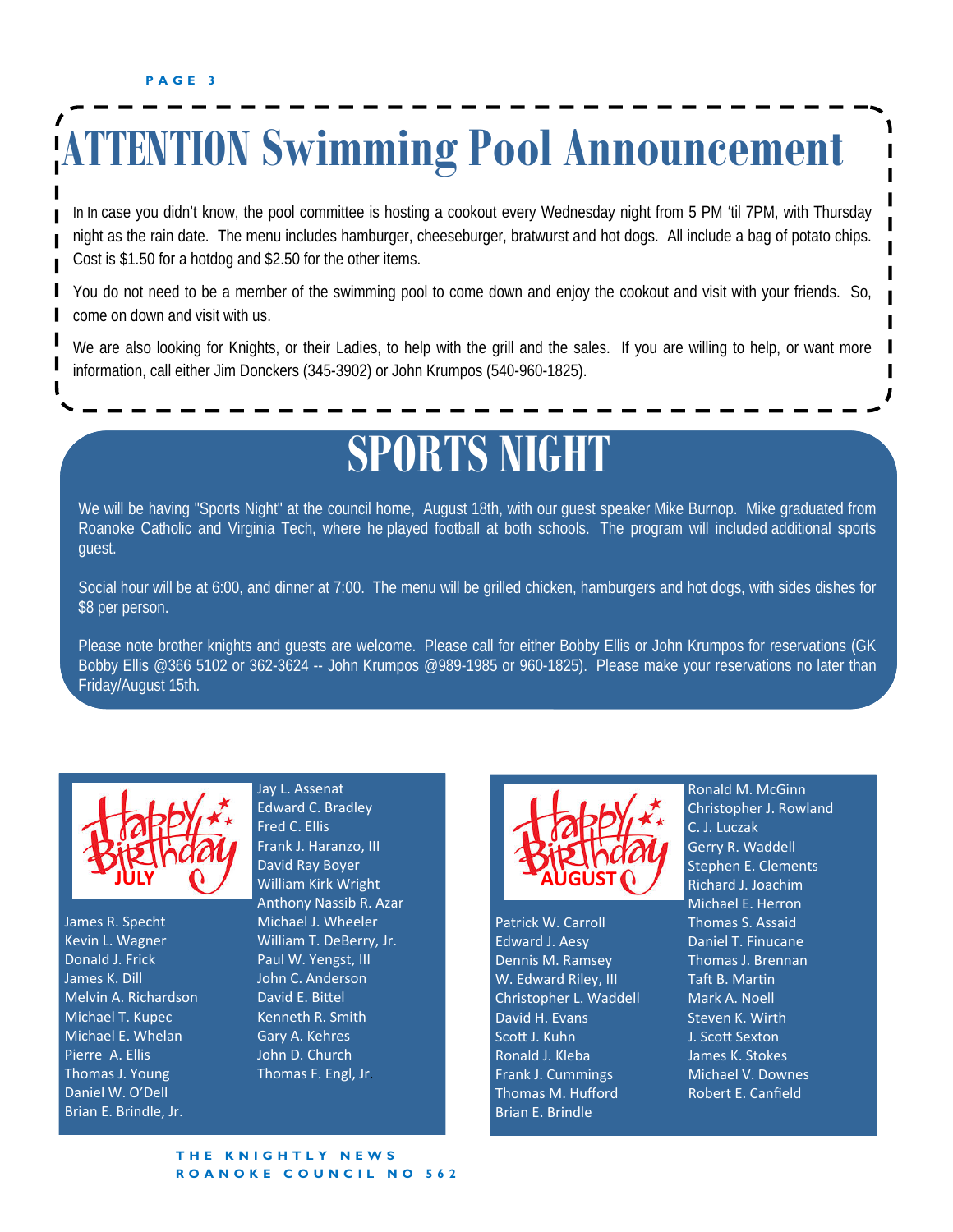# ATTENTION Swimming Pool Announcement

In In case you didn't know, the pool committee is hosting a cookout every Wednesday night from 5 PM 'til 7PM, with Thursday night as the rain date. The menu includes hamburger, cheeseburger, bratwurst and hot dogs. All include a bag of potato chips. Cost is $1.50 for a hotdog and $2.50 for the other items.

You do not need to be a member of the swimming pool to come down and enjoy the cookout and visit with your friends. So, come on down and visit with us.

We are also looking for Knights, or their Ladies, to help with the grill and the sales. If you are willing to help, or want more information, call either Jim Donckers (345-3902) or John Krumpos (540-960-1825).

# SPORTS NIGHT

We will be having "Sports Night" at the council home, August 18th, with our guest speaker Mike Burnop. Mike graduated from Roanoke Catholic and Virginia Tech, where he played football at both schools. The program will included additional sports guest.

Social hour will be at 6:00, and dinner at 7:00. The menu will be grilled chicken, hamburgers and hot dogs, with sides dishes for $8 per person.

Please note brother knights and guests are welcome. Please call for either Bobby Ellis or John Krumpos for reservations (GK Bobby Ellis @366 5102 or 362-3624 -- John Krumpos @989-1985 or 960-1825). Please make your reservations no later than Friday/August 15th.

## Happy Birthday JULY

James R. Specht
Kevin L. Wagner
Donald J. Frick
James K. Dill
Melvin A. Richardson
Michael T. Kupec
Michael E. Whelan
Pierre A. Ellis
Thomas J. Young
Daniel W. O'Dell
Brian E. Brindle, Jr.
Jay L. Assenat
Edward C. Bradley
Fred C. Ellis
Frank J. Haranzo, III
David Ray Boyer
William Kirk Wright
Anthony Nassib R. Azar
Michael J. Wheeler
William T. DeBerry, Jr.
Paul W. Yengst, III
John C. Anderson
David E. Bittel
Kenneth R. Smith
Gary A. Kehres
John D. Church
Thomas F. Engl, Jr.

## Happy Birthday AUGUST

Patrick W. Carroll
Edward J. Aesy
Dennis M. Ramsey
W. Edward Riley, III
Christopher L. Waddell
David H. Evans
Scott J. Kuhn
Ronald J. Kleba
Frank J. Cummings
Thomas M. Hufford
Brian E. Brindle
Ronald M. McGinn
Christopher J. Rowland
C. J. Luczak
Gerry R. Waddell
Stephen E. Clements
Richard J. Joachim
Michael E. Herron
Thomas S. Assaid
Daniel T. Finucane
Thomas J. Brennan
Taft B. Martin
Mark A. Noell
Steven K. Wirth
J. Scott Sexton
James K. Stokes
Michael V. Downes
Robert E. Canfield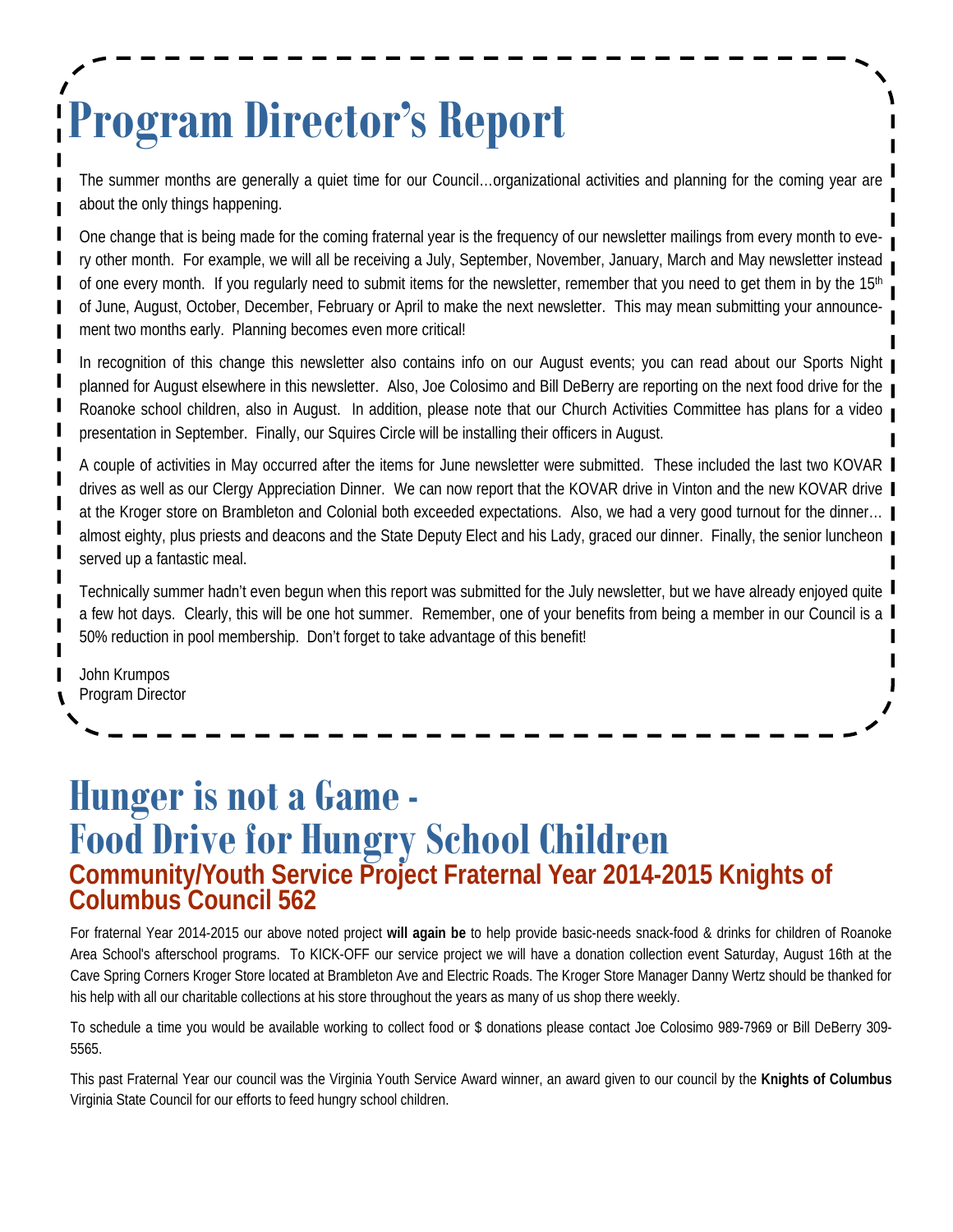# Program Director's Report

The summer months are generally a quiet time for our Council…organizational activities and planning for the coming year are about the only things happening.

One change that is being made for the coming fraternal year is the frequency of our newsletter mailings from every month to every other month. For example, we will all be receiving a July, September, November, January, March and May newsletter instead of one every month. If you regularly need to submit items for the newsletter, remember that you need to get them in by the 15th of June, August, October, December, February or April to make the next newsletter. This may mean submitting your announcement two months early. Planning becomes even more critical!

In recognition of this change this newsletter also contains info on our August events; you can read about our Sports Night planned for August elsewhere in this newsletter. Also, Joe Colosimo and Bill DeBerry are reporting on the next food drive for the Roanoke school children, also in August. In addition, please note that our Church Activities Committee has plans for a video presentation in September. Finally, our Squires Circle will be installing their officers in August.

A couple of activities in May occurred after the items for June newsletter were submitted. These included the last two KOVAR drives as well as our Clergy Appreciation Dinner. We can now report that the KOVAR drive in Vinton and the new KOVAR drive at the Kroger store on Brambleton and Colonial both exceeded expectations. Also, we had a very good turnout for the dinner… almost eighty, plus priests and deacons and the State Deputy Elect and his Lady, graced our dinner. Finally, the senior luncheon served up a fantastic meal.

Technically summer hadn't even begun when this report was submitted for the July newsletter, but we have already enjoyed quite a few hot days. Clearly, this will be one hot summer. Remember, one of your benefits from being a member in our Council is a 50% reduction in pool membership. Don't forget to take advantage of this benefit!

John Krumpos
Program Director

# Hunger is not a Game - Food Drive for Hungry School Children

## Community/Youth Service Project Fraternal Year 2014-2015 Knights of Columbus Council 562

For fraternal Year 2014-2015 our above noted project **will again be** to help provide basic-needs snack-food & drinks for children of Roanoke Area School's afterschool programs. To KICK-OFF our service project we will have a donation collection event Saturday, August 16th at the Cave Spring Corners Kroger Store located at Brambleton Ave and Electric Roads. The Kroger Store Manager Danny Wertz should be thanked for his help with all our charitable collections at his store throughout the years as many of us shop there weekly.

To schedule a time you would be available working to collect food or $ donations please contact Joe Colosimo 989-7969 or Bill DeBerry 309-5565.

This past Fraternal Year our council was the Virginia Youth Service Award winner, an award given to our council by the **Knights of Columbus** Virginia State Council for our efforts to feed hungry school children.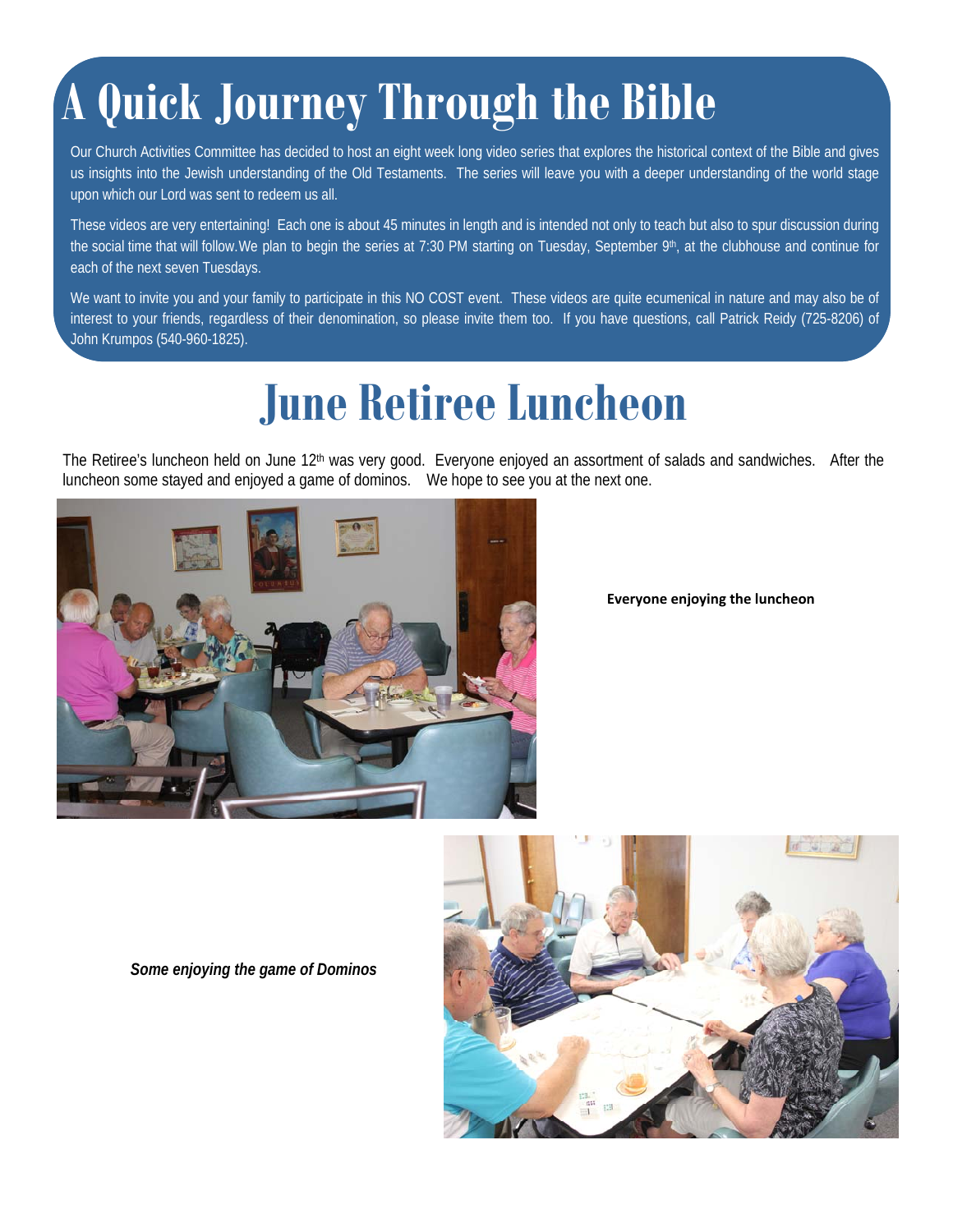# A Quick Journey Through the Bible

Our Church Activities Committee has decided to host an eight week long video series that explores the historical context of the Bible and gives us insights into the Jewish understanding of the Old Testaments. The series will leave you with a deeper understanding of the world stage upon which our Lord was sent to redeem us all.

These videos are very entertaining! Each one is about 45 minutes in length and is intended not only to teach but also to spur discussion during the social time that will follow. We plan to begin the series at 7:30 PM starting on Tuesday, September 9th, at the clubhouse and continue for each of the next seven Tuesdays.

We want to invite you and your family to participate in this NO COST event. These videos are quite ecumenical in nature and may also be of interest to your friends, regardless of their denomination, so please invite them too. If you have questions, call Patrick Reidy (725-8206) of John Krumpos (540-960-1825).

# June Retiree Luncheon

The Retiree's luncheon held on June 12th was very good. Everyone enjoyed an assortment of salads and sandwiches. After the luncheon some stayed and enjoyed a game of dominos. We hope to see you at the next one.

**Everyone enjoying the luncheon**

***Some enjoying the game of Dominos***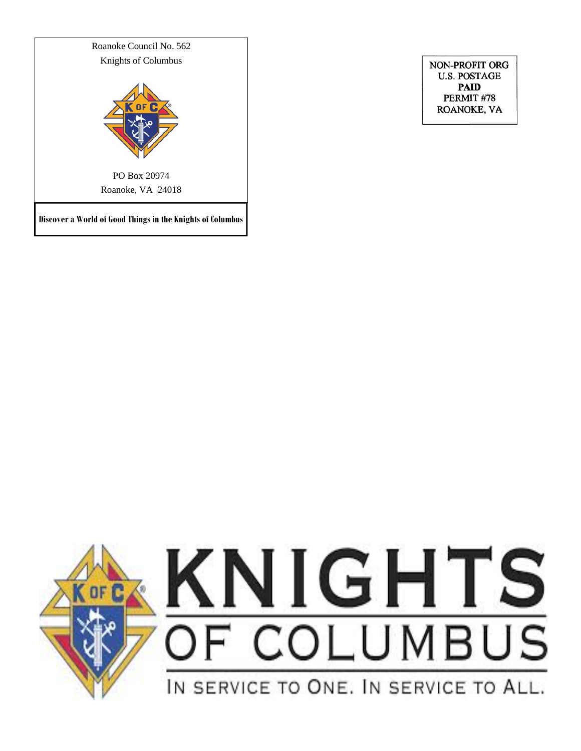Roanoke Council No. 562
Knights of Columbus

PO Box 20974
Roanoke, VA 24018

**Discover a World of Good Things in the Knights of Columbus**

NON-PROFIT ORG
U.S. POSTAGE
**PAID**
PERMIT #78
ROANOKE, VA

KNIGHTS
OF COLUMBUS
IN SERVICE TO ONE. IN SERVICE TO ALL.